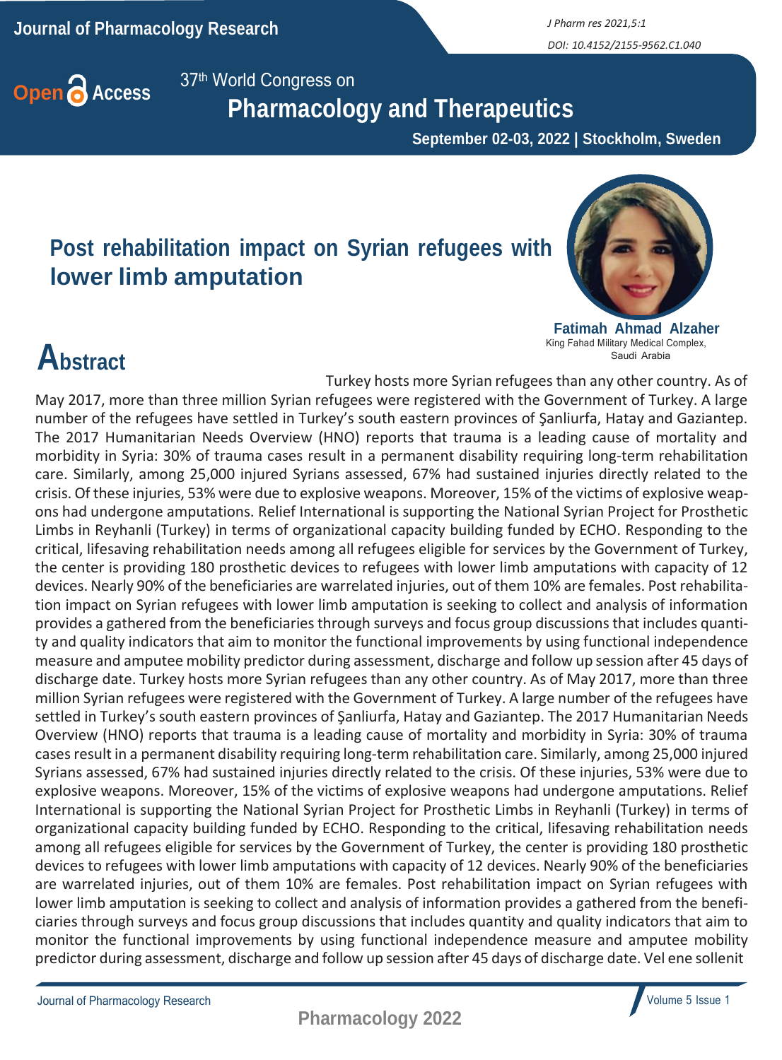37th World Congress on

# Pharmacology and Therapeutics

September 02-03, 2022 | Stockholm, Sweden

## Post rehabilitation impact on Syrian refugees with lower limb amputation

**Fatimah Ahmad Alzaher**
King Fahad Military Medical Complex, Saudi Arabia

## Abstract

Turkey hosts more Syrian refugees than any other country. As of May 2017, more than three million Syrian refugees were registered with the Government of Turkey. A large number of the refugees have settled in Turkey's south eastern provinces of Şanliurfa, Hatay and Gaziantep. The 2017 Humanitarian Needs Overview (HNO) reports that trauma is a leading cause of mortality and morbidity in Syria: 30% of trauma cases result in a permanent disability requiring long-term rehabilitation care. Similarly, among 25,000 injured Syrians assessed, 67% had sustained injuries directly related to the crisis. Of these injuries, 53% were due to explosive weapons. Moreover, 15% of the victims of explosive weapons had undergone amputations. Relief International is supporting the National Syrian Project for Prosthetic Limbs in Reyhanli (Turkey) in terms of organizational capacity building funded by ECHO. Responding to the critical, lifesaving rehabilitation needs among all refugees eligible for services by the Government of Turkey, the center is providing 180 prosthetic devices to refugees with lower limb amputations with capacity of 12 devices. Nearly 90% of the beneficiaries are warrelated injuries, out of them 10% are females. Post rehabilitation impact on Syrian refugees with lower limb amputation is seeking to collect and analysis of information provides a gathered from the beneficiaries through surveys and focus group discussions that includes quantity and quality indicators that aim to monitor the functional improvements by using functional independence measure and amputee mobility predictor during assessment, discharge and follow up session after 45 days of discharge date. Turkey hosts more Syrian refugees than any other country. As of May 2017, more than three million Syrian refugees were registered with the Government of Turkey. A large number of the refugees have settled in Turkey's south eastern provinces of Şanliurfa, Hatay and Gaziantep. The 2017 Humanitarian Needs Overview (HNO) reports that trauma is a leading cause of mortality and morbidity in Syria: 30% of trauma cases result in a permanent disability requiring long-term rehabilitation care. Similarly, among 25,000 injured Syrians assessed, 67% had sustained injuries directly related to the crisis. Of these injuries, 53% were due to explosive weapons. Moreover, 15% of the victims of explosive weapons had undergone amputations. Relief International is supporting the National Syrian Project for Prosthetic Limbs in Reyhanli (Turkey) in terms of organizational capacity building funded by ECHO. Responding to the critical, lifesaving rehabilitation needs among all refugees eligible for services by the Government of Turkey, the center is providing 180 prosthetic devices to refugees with lower limb amputations with capacity of 12 devices. Nearly 90% of the beneficiaries are warrelated injuries, out of them 10% are females. Post rehabilitation impact on Syrian refugees with lower limb amputation is seeking to collect and analysis of information provides a gathered from the beneficiaries through surveys and focus group discussions that includes quantity and quality indicators that aim to monitor the functional improvements by using functional independence measure and amputee mobility predictor during assessment, discharge and follow up session after 45 days of discharge date. Vel ene sollenit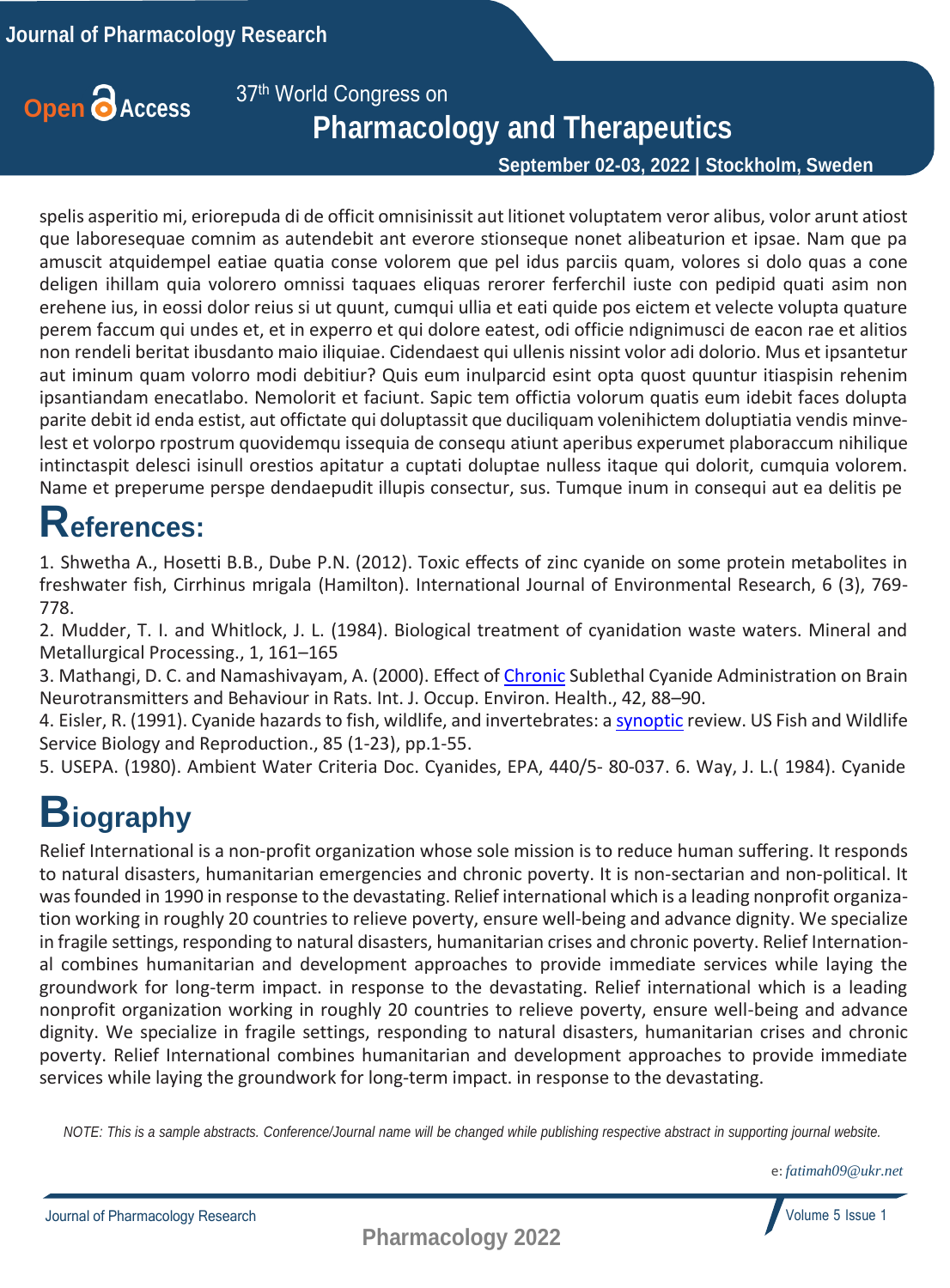spelis asperitio mi, eriorepuda di de officit omnisinissit aut litionet voluptatem veror alibus, volor arunt atiost que laboresequae comnim as autendebit ant everore stionseque nonet alibeaturion et ipsae. Nam que pa amuscit atquidempel eatiae quatia conse volorem que pel idus parciis quam, volores si dolo quas a cone deligen ihillam quia volorero omnissi taquaes eliquas rerorer ferferchil iuste con pedipid quati asim non erehene ius, in eossi dolor reius si ut quunt, cumqui ullia et eati quide pos eictem et velecte volupta quature perem faccum qui undes et, et in experro et qui dolore eatest, odi officie ndignimusci de eacon rae et alitios non rendeli beritat ibusdanto maio iliquiae. Cidendaest qui ullenis nissint volor adi dolorio. Mus et ipsantetur aut iminum quam volorro modi debitiur? Quis eum inulparcid esint opta quost quuntur itiaspisin rehenim ipsantiandam enecatlabo. Nemolorit et faciunt. Sapic tem offictia volorum quatis eum idebit faces dolupta parite debit id enda estist, aut offictate qui doluptassit que duciliquam volenihictem doluptiatia vendis minvelest et volorpo rpostrum quovidemqu issequia de consequ atiunt aperibus experumet plaboraccum nihilique intinctaspit delesci isinull orestios apitatur a cuptati doluptae nulless itaque qui dolorit, cumquia volorem. Name et preperume perspe dendaepudit illupis consectur, sus. Tumque inum in consequi aut ea delitis pe

# References:

1. Shwetha A., Hosetti B.B., Dube P.N. (2012). Toxic effects of zinc cyanide on some protein metabolites in freshwater fish, Cirrhinus mrigala (Hamilton). International Journal of Environmental Research, 6 (3), 769-778.
2. Mudder, T. I. and Whitlock, J. L. (1984). Biological treatment of cyanidation waste waters. Mineral and Metallurgical Processing., 1, 161–165
3. Mathangi, D. C. and Namashivayam, A. (2000). Effect of Chronic Sublethal Cyanide Administration on Brain Neurotransmitters and Behaviour in Rats. Int. J. Occup. Environ. Health., 42, 88–90.
4. Eisler, R. (1991). Cyanide hazards to fish, wildlife, and invertebrates: a synoptic review. US Fish and Wildlife Service Biology and Reproduction., 85 (1-23), pp.1-55.
5. USEPA. (1980). Ambient Water Criteria Doc. Cyanides, EPA, 440/5- 80-037. 6. Way, J. L.( 1984). Cyanide

# Biography

Relief International is a non-profit organization whose sole mission is to reduce human suffering. It responds to natural disasters, humanitarian emergencies and chronic poverty. It is non-sectarian and non-political. It was founded in 1990 in response to the devastating. Relief international which is a leading nonprofit organization working in roughly 20 countries to relieve poverty, ensure well-being and advance dignity. We specialize in fragile settings, responding to natural disasters, humanitarian crises and chronic poverty. Relief International combines humanitarian and development approaches to provide immediate services while laying the groundwork for long-term impact. in response to the devastating. Relief international which is a leading nonprofit organization working in roughly 20 countries to relieve poverty, ensure well-being and advance dignity. We specialize in fragile settings, responding to natural disasters, humanitarian crises and chronic poverty. Relief International combines humanitarian and development approaches to provide immediate services while laying the groundwork for long-term impact. in response to the devastating.

*NOTE: This is a sample abstracts. Conference/Journal name will be changed while publishing respective abstract in supporting journal website.*

e: *fatimah09@ukr.net*